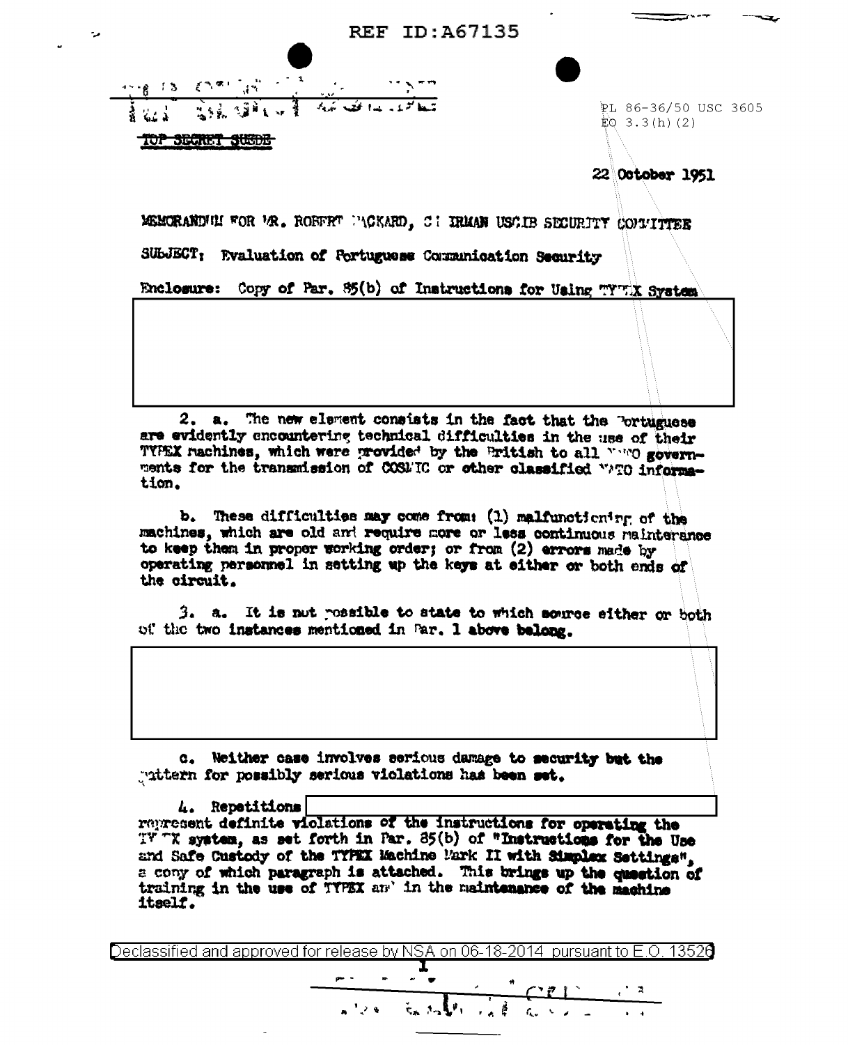REF ID:A67135

TOP SECRET SUEDE

PL 86-36/50 USC 3605
EO 3.3(h)(2)

22 October 1951

MEMORANDUM FOR MR. ROBERT PACKARD, CHAIRMAN USCIB SECURITY COMMITTEE

SUBJECT: Evaluation of Portuguese Communication Security

Enclosure: Copy of Par. 85(b) of Instructions for Using TYPEX System

2. a. The new element consists in the fact that the Portuguese are evidently encountering technical difficulties in the use of their TYPEX machines, which were provided by the British to all NATO governments for the transmission of COSMIC or other classified NATO information.

b. These difficulties may come from: (1) malfunctioning of the machines, which are old and require more or less continuous maintenance to keep them in proper working order; or from (2) errors made by operating personnel in setting up the keys at either or both ends of the circuit.

3. a. It is not possible to state to which source either or both of the two instances mentioned in Par. 1 above belong.

c. Neither case involves serious damage to security but the pattern for possibly serious violations has been set.

4. Repetitions represent definite violations of the instructions for operating the TYPEX system, as set forth in Par. 85(b) of "Instructions for the Use and Safe Custody of the TYPEX Machine Mark II with Simplex Settings", a copy of which paragraph is attached. This brings up the question of training in the use of TYPEX and in the maintenance of the machine itself.

Declassified and approved for release by NSA on 06-18-2014 pursuant to E.O. 13526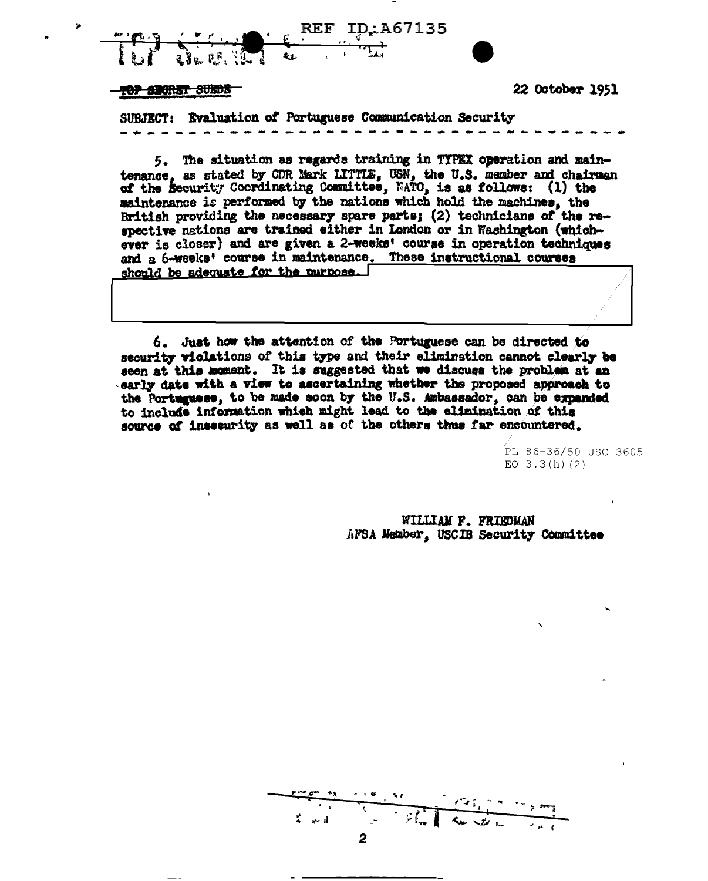TOP SECRET SUEDE

22 October 1951

SUBJECT: Evaluation of Portuguese Communication Security

5. The situation as regards training in TYPEX operation and maintenance, as stated by CDR Mark LITTLE, USN, the U.S. member and chairman of the Security Coordinating Committee, NATO, is as follows: (1) the maintenance is performed by the nations which hold the machines, the British providing the necessary spare parts; (2) technicians of the respective nations are trained either in London or in Washington (whichever is closer) and are given a 2-weeks' course in operation techniques and a 6-weeks' course in maintenance. These instructional courses should be adequate for the purpose.

6. Just how the attention of the Portuguese can be directed to security violations of this type and their elimination cannot clearly be seen at this moment. It is suggested that we discuss the problem at an early date with a view to ascertaining whether the proposed approach to the Portuguese, to be made soon by the U.S. Ambassador, can be expanded to include information which might lead to the elimination of this source of insecurity as well as of the others thus far encountered.

PL 86-36/50 USC 3605
EO 3.3(h)(2)

WILLIAM F. FRIEDMAN
AFSA Member, USCIB Security Committee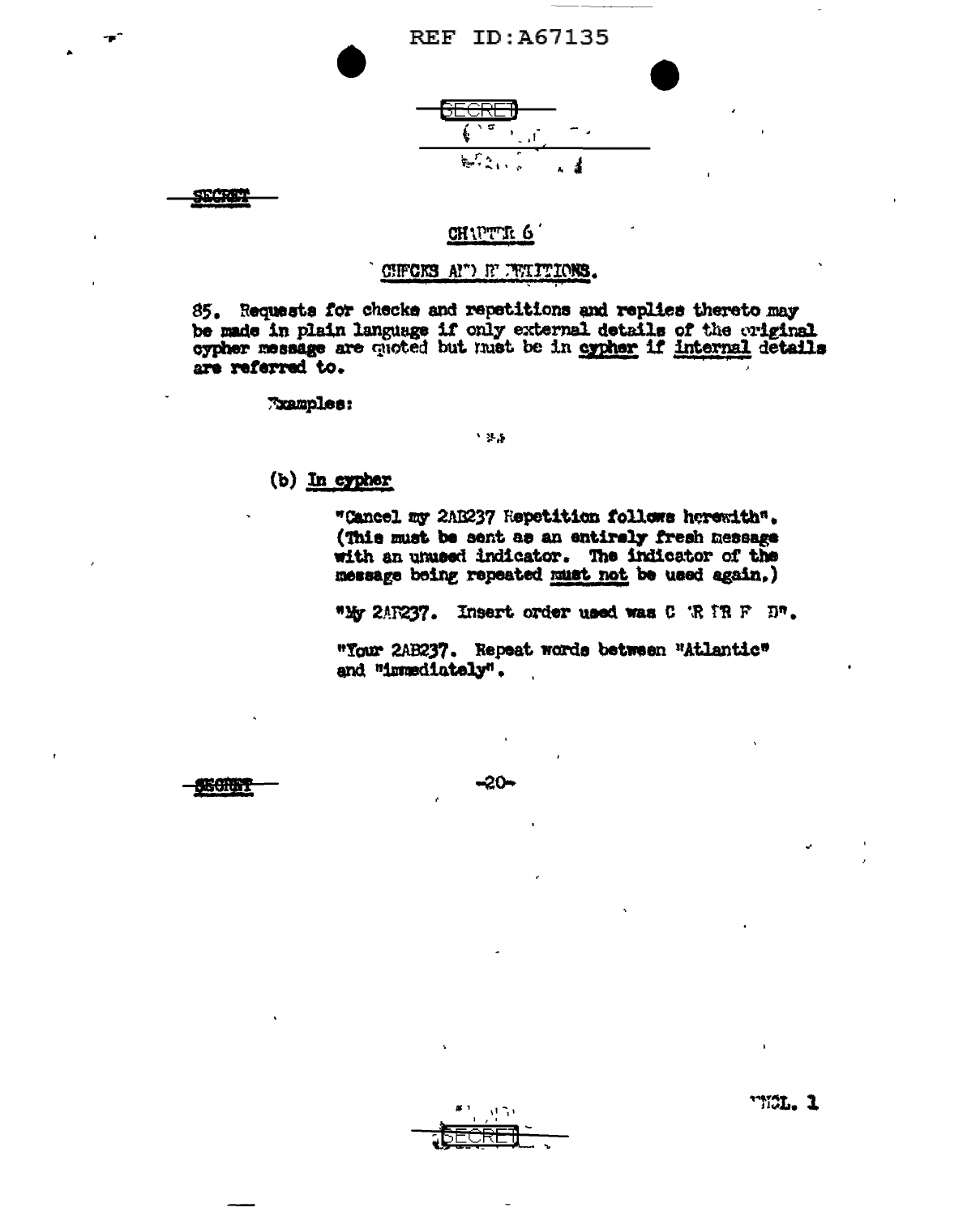SECRET

## CHAPTER 6

### CHECKS AND REPETITIONS.

85. Requests for checks and repetitions and replies thereto may be made in plain language if only external details of the original cypher message are quoted but must be in cypher if internal details are referred to.

Examples:

(b) In cypher

> "Cancel my 2AB237 Repetition follows herewith". (This must be sent as an entirely fresh message with an unused indicator. The indicator of the message being repeated must not be used again.)
>
> "My 2AB237. Insert order used was C R IR F D".
>
> "Your 2AB237. Repeat words between "Atlantic" and "immediately".

SECRET

INCL. 1